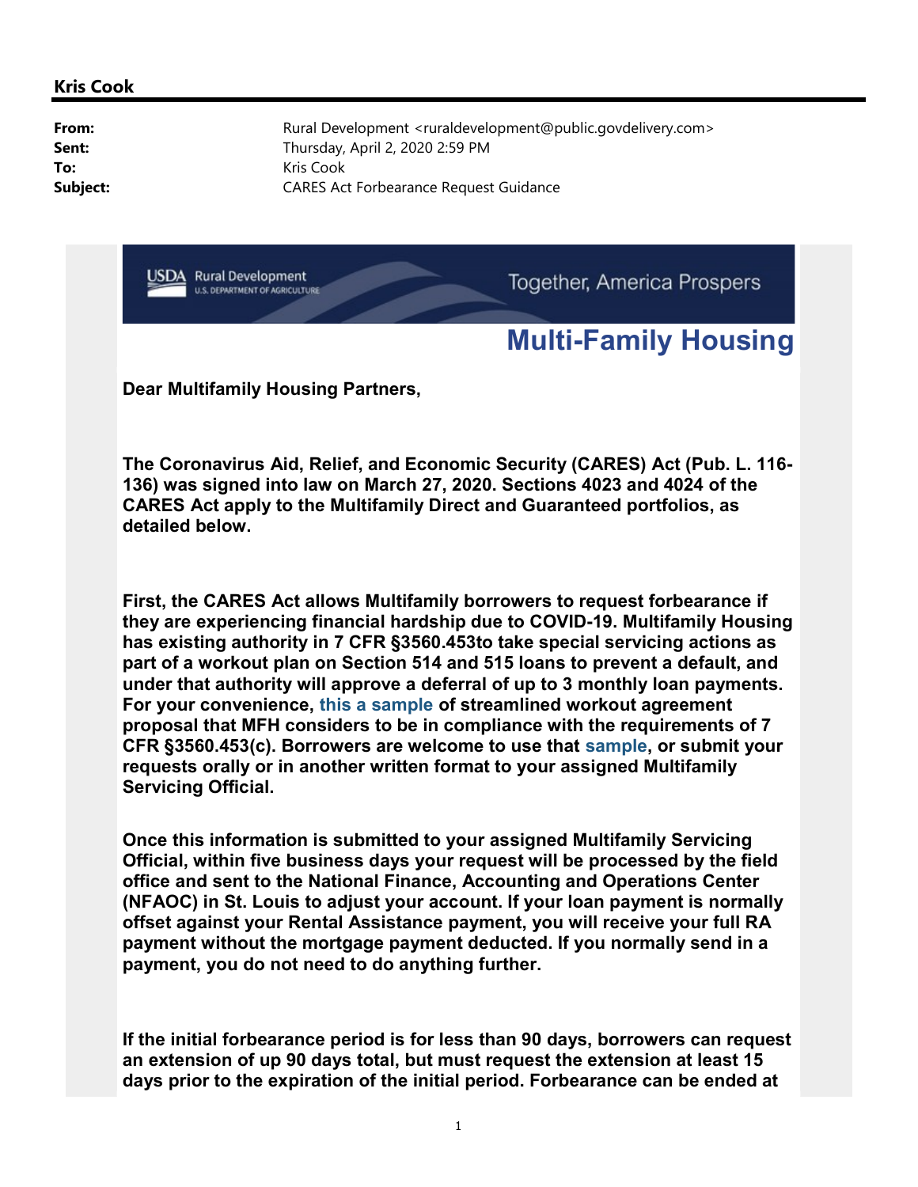**Kris Cook**

**From:** Rural Development <ruraldevelopment@public.govdelivery.com>
**Sent:** Thursday, April 2, 2020 2:59 PM
**To:** Kris Cook
**Subject:** CARES Act Forbearance Request Guidance

USDA Rural Development U.S. DEPARTMENT OF AGRICULTURE — Together, America Prospers

# Multi-Family Housing

**Dear Multifamily Housing Partners,**

**The Coronavirus Aid, Relief, and Economic Security (CARES) Act (Pub. L. 116-136) was signed into law on March 27, 2020. Sections 4023 and 4024 of the CARES Act apply to the Multifamily Direct and Guaranteed portfolios, as detailed below.**

**First, the CARES Act allows Multifamily borrowers to request forbearance if they are experiencing financial hardship due to COVID-19. Multifamily Housing has existing authority in 7 CFR §3560.453to take special servicing actions as part of a workout plan on Section 514 and 515 loans to prevent a default, and under that authority will approve a deferral of up to 3 monthly loan payments. For your convenience, this a sample of streamlined workout agreement proposal that MFH considers to be in compliance with the requirements of 7 CFR §3560.453(c). Borrowers are welcome to use that sample, or submit your requests orally or in another written format to your assigned Multifamily Servicing Official.**

**Once this information is submitted to your assigned Multifamily Servicing Official, within five business days your request will be processed by the field office and sent to the National Finance, Accounting and Operations Center (NFAOC) in St. Louis to adjust your account. If your loan payment is normally offset against your Rental Assistance payment, you will receive your full RA payment without the mortgage payment deducted. If you normally send in a payment, you do not need to do anything further.**

**If the initial forbearance period is for less than 90 days, borrowers can request an extension of up 90 days total, but must request the extension at least 15 days prior to the expiration of the initial period. Forbearance can be ended at**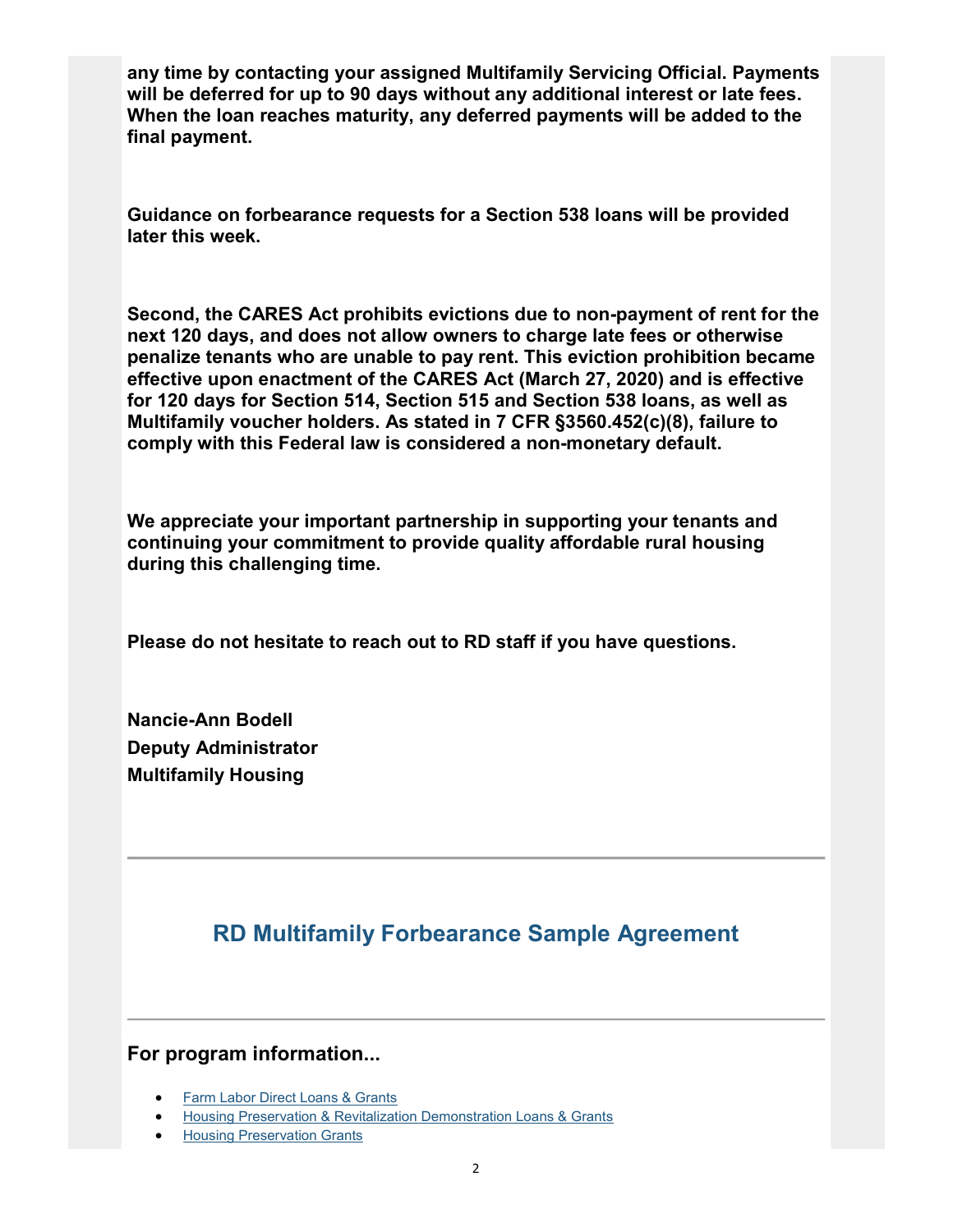**any time by contacting your assigned Multifamily Servicing Official. Payments will be deferred for up to 90 days without any additional interest or late fees. When the loan reaches maturity, any deferred payments will be added to the final payment.**

**Guidance on forbearance requests for a Section 538 loans will be provided later this week.**

**Second, the CARES Act prohibits evictions due to non-payment of rent for the next 120 days, and does not allow owners to charge late fees or otherwise penalize tenants who are unable to pay rent. This eviction prohibition became effective upon enactment of the CARES Act (March 27, 2020) and is effective for 120 days for Section 514, Section 515 and Section 538 loans, as well as Multifamily voucher holders. As stated in 7 CFR §3560.452(c)(8), failure to comply with this Federal law is considered a non-monetary default.**

**We appreciate your important partnership in supporting your tenants and continuing your commitment to provide quality affordable rural housing during this challenging time.**

**Please do not hesitate to reach out to RD staff if you have questions.**

**Nancie-Ann Bodell**
**Deputy Administrator**
**Multifamily Housing**

---

## RD Multifamily Forbearance Sample Agreement

---

### For program information...

- Farm Labor Direct Loans & Grants
- Housing Preservation & Revitalization Demonstration Loans & Grants
- Housing Preservation Grants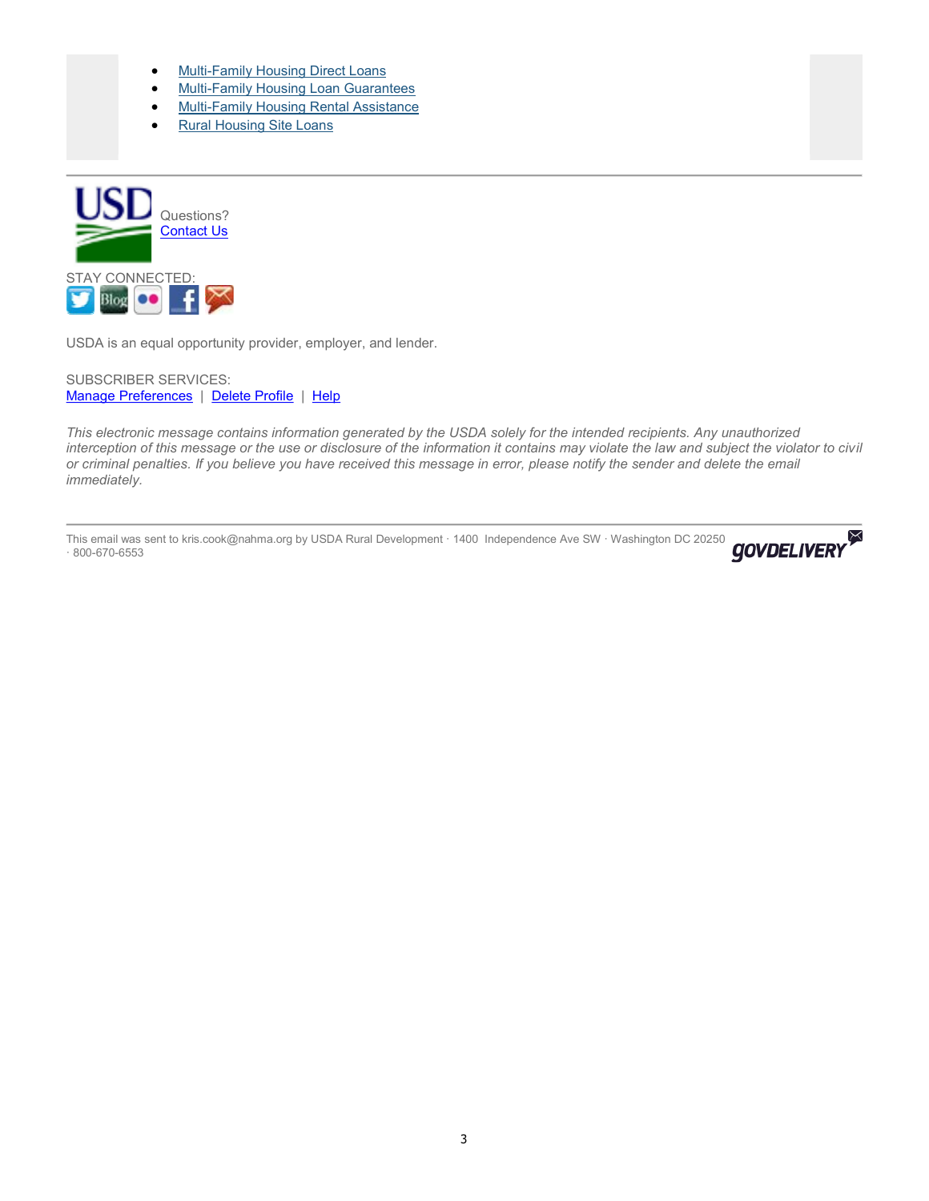- Multi-Family Housing Direct Loans
- Multi-Family Housing Loan Guarantees
- Multi-Family Housing Rental Assistance
- Rural Housing Site Loans

---

Questions?
Contact Us

STAY CONNECTED:

USDA is an equal opportunity provider, employer, and lender.

SUBSCRIBER SERVICES:
Manage Preferences | Delete Profile | Help

*This electronic message contains information generated by the USDA solely for the intended recipients. Any unauthorized interception of this message or the use or disclosure of the information it contains may violate the law and subject the violator to civil or criminal penalties. If you believe you have received this message in error, please notify the sender and delete the email immediately.*

---

This email was sent to kris.cook@nahma.org by USDA Rural Development · 1400 Independence Ave SW · Washington DC 20250 · 800-670-6553